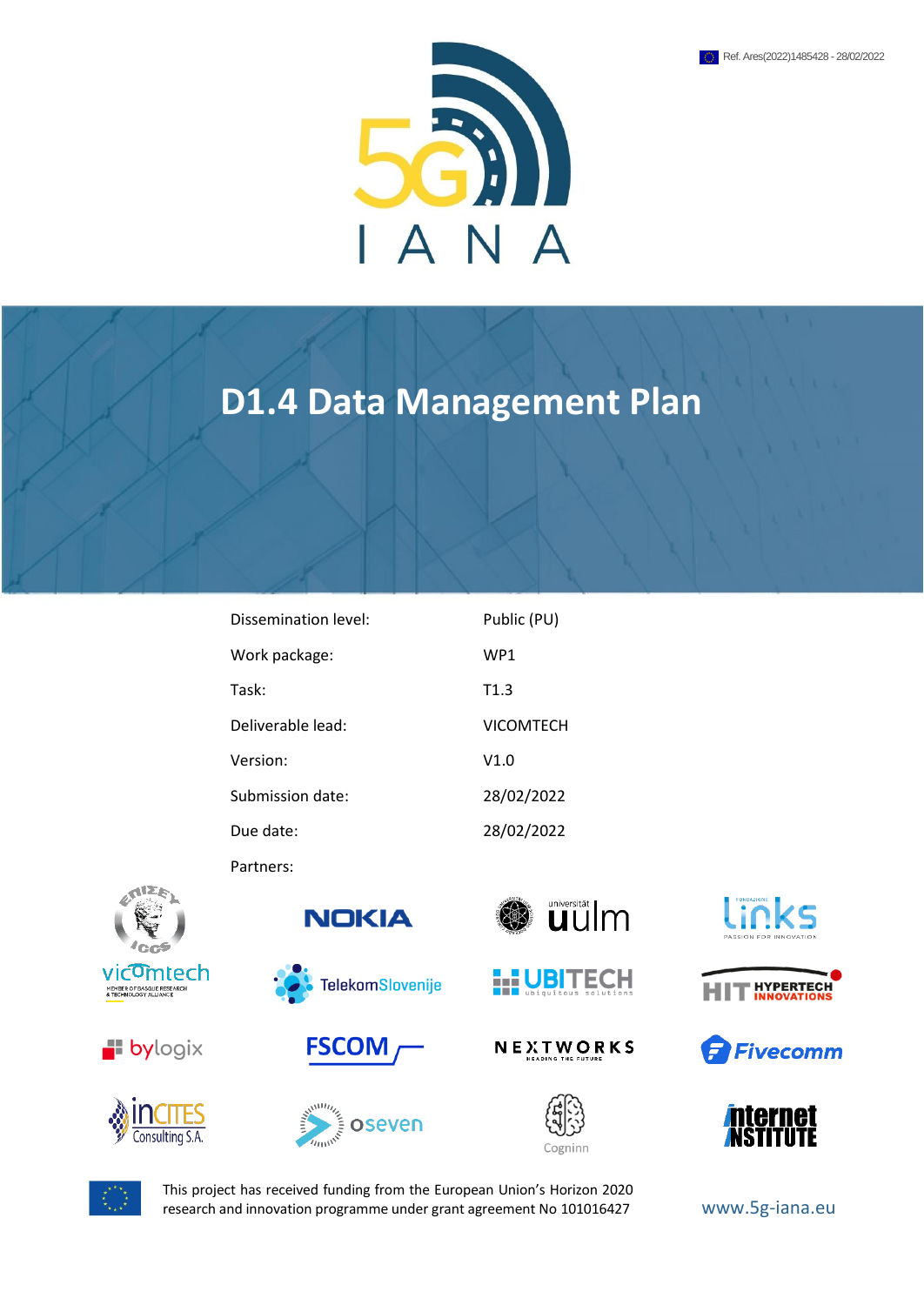Ref. Ares(2022)1485428 - 28/02/2022

5G IANA

# D1.4 Data Management Plan

| | |
|---|---|
| Dissemination level: | Public (PU) |
| Work package: | WP1 |
| Task: | T1.3 |
| Deliverable lead: | VICOMTECH |
| Version: | V1.0 |
| Submission date: | 28/02/2022 |
| Due date: | 28/02/2022 |
| Partners: | |

This project has received funding from the European Union's Horizon 2020 research and innovation programme under grant agreement No 101016427

www.5g-iana.eu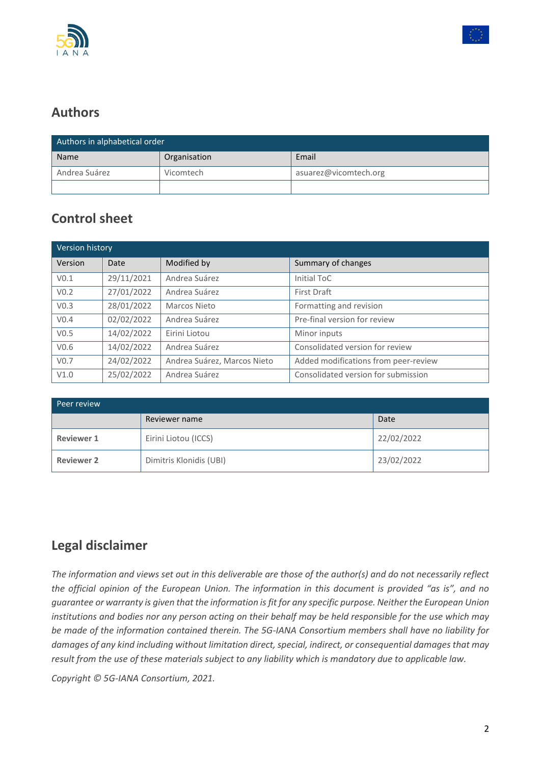## Authors

| Authors in alphabetical order | | |
|---|---|---|
| Name | Organisation | Email |
| Andrea Suárez | Vicomtech | asuarez@vicomtech.org |
| | | |

## Control sheet

| Version history | | | |
|---|---|---|---|
| Version | Date | Modified by | Summary of changes |
| V0.1 | 29/11/2021 | Andrea Suárez | Initial ToC |
| V0.2 | 27/01/2022 | Andrea Suárez | First Draft |
| V0.3 | 28/01/2022 | Marcos Nieto | Formatting and revision |
| V0.4 | 02/02/2022 | Andrea Suárez | Pre-final version for review |
| V0.5 | 14/02/2022 | Eirini Liotou | Minor inputs |
| V0.6 | 14/02/2022 | Andrea Suárez | Consolidated version for review |
| V0.7 | 24/02/2022 | Andrea Suárez, Marcos Nieto | Added modifications from peer-review |
| V1.0 | 25/02/2022 | Andrea Suárez | Consolidated version for submission |

| Peer review | | |
|---|---|---|
| | Reviewer name | Date |
| **Reviewer 1** | Eirini Liotou (ICCS) | 22/02/2022 |
| **Reviewer 2** | Dimitris Klonidis (UBI) | 23/02/2022 |

## Legal disclaimer

*The information and views set out in this deliverable are those of the author(s) and do not necessarily reflect the official opinion of the European Union. The information in this document is provided "as is", and no guarantee or warranty is given that the information is fit for any specific purpose. Neither the European Union institutions and bodies nor any person acting on their behalf may be held responsible for the use which may be made of the information contained therein. The 5G-IANA Consortium members shall have no liability for damages of any kind including without limitation direct, special, indirect, or consequential damages that may result from the use of these materials subject to any liability which is mandatory due to applicable law.*

*Copyright © 5G-IANA Consortium, 2021.*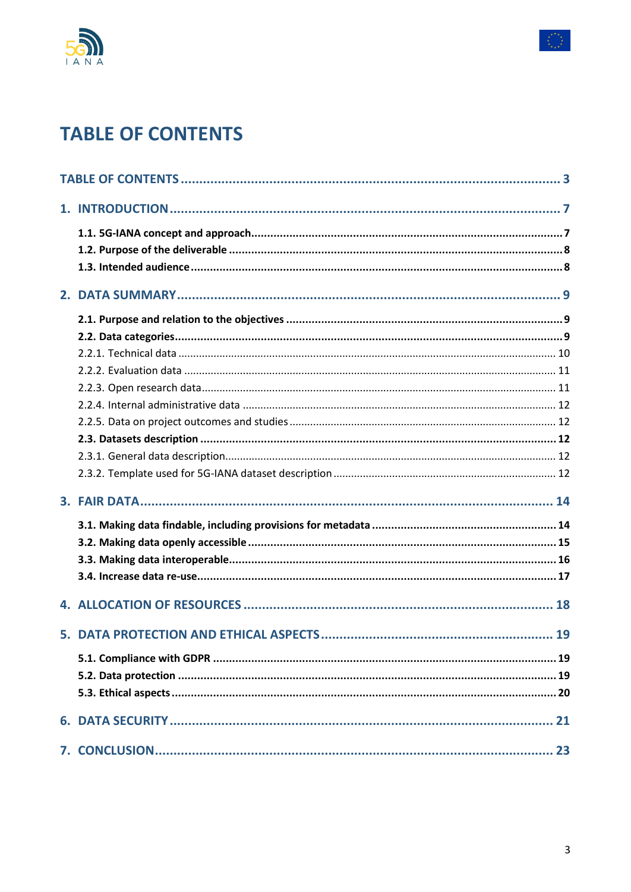# TABLE OF CONTENTS

**TABLE OF CONTENTS ........................................................................................................ 3**

**1. INTRODUCTION ........................................................................................................... 7**

**1.1. 5G-IANA concept and approach............................................................................................7**
**1.2. Purpose of the deliverable .....................................................................................................8**
**1.3. Intended audience ................................................................................................................8**

**2. DATA SUMMARY ......................................................................................................... 9**

**2.1. Purpose and relation to the objectives ....................................................................................9**
**2.2. Data categories......................................................................................................................9**
2.2.1. Technical data ................................................................................................................ 10
2.2.2. Evaluation data .............................................................................................................. 11
2.2.3. Open research data......................................................................................................... 11
2.2.4. Internal administrative data ............................................................................................ 12
2.2.5. Data on project outcomes and studies ............................................................................. 12
**2.3. Datasets description ............................................................................................................12**
2.3.1. General data description................................................................................................. 12
2.3.2. Template used for 5G-IANA dataset description .............................................................. 12

**3. FAIR DATA.................................................................................................................. 14**

**3.1. Making data findable, including provisions for metadata .......................................................14**
**3.2. Making data openly accessible..............................................................................................15**
**3.3. Making data interoperable....................................................................................................16**
**3.4. Increase data re-use.............................................................................................................17**

**4. ALLOCATION OF RESOURCES ...................................................................................... 18**

**5. DATA PROTECTION AND ETHICAL ASPECTS ................................................................. 19**

**5.1. Compliance with GDPR .........................................................................................................19**
**5.2. Data protection ....................................................................................................................19**
**5.3. Ethical aspects......................................................................................................................20**

**6. DATA SECURITY.......................................................................................................... 21**

**7. CONCLUSION.............................................................................................................. 23**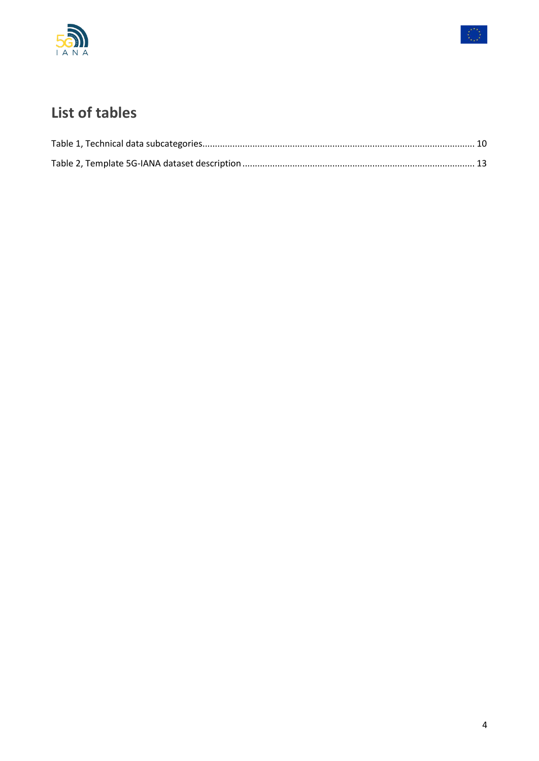# List of tables

Table 1, Technical data subcategories........................................................................................................ 10

Table 2, Template 5G-IANA dataset description ........................................................................................ 13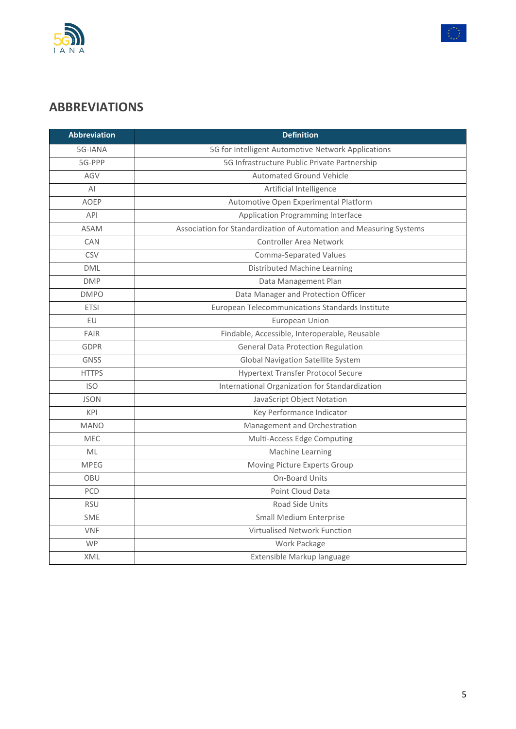## ABBREVIATIONS

| Abbreviation | Definition |
|---|---|
| 5G-IANA | 5G for Intelligent Automotive Network Applications |
| 5G-PPP | 5G Infrastructure Public Private Partnership |
| AGV | Automated Ground Vehicle |
| AI | Artificial Intelligence |
| AOEP | Automotive Open Experimental Platform |
| API | Application Programming Interface |
| ASAM | Association for Standardization of Automation and Measuring Systems |
| CAN | Controller Area Network |
| CSV | Comma-Separated Values |
| DML | Distributed Machine Learning |
| DMP | Data Management Plan |
| DMPO | Data Manager and Protection Officer |
| ETSI | European Telecommunications Standards Institute |
| EU | European Union |
| FAIR | Findable, Accessible, Interoperable, Reusable |
| GDPR | General Data Protection Regulation |
| GNSS | Global Navigation Satellite System |
| HTTPS | Hypertext Transfer Protocol Secure |
| ISO | International Organization for Standardization |
| JSON | JavaScript Object Notation |
| KPI | Key Performance Indicator |
| MANO | Management and Orchestration |
| MEC | Multi-Access Edge Computing |
| ML | Machine Learning |
| MPEG | Moving Picture Experts Group |
| OBU | On-Board Units |
| PCD | Point Cloud Data |
| RSU | Road Side Units |
| SME | Small Medium Enterprise |
| VNF | Virtualised Network Function |
| WP | Work Package |
| XML | Extensible Markup language |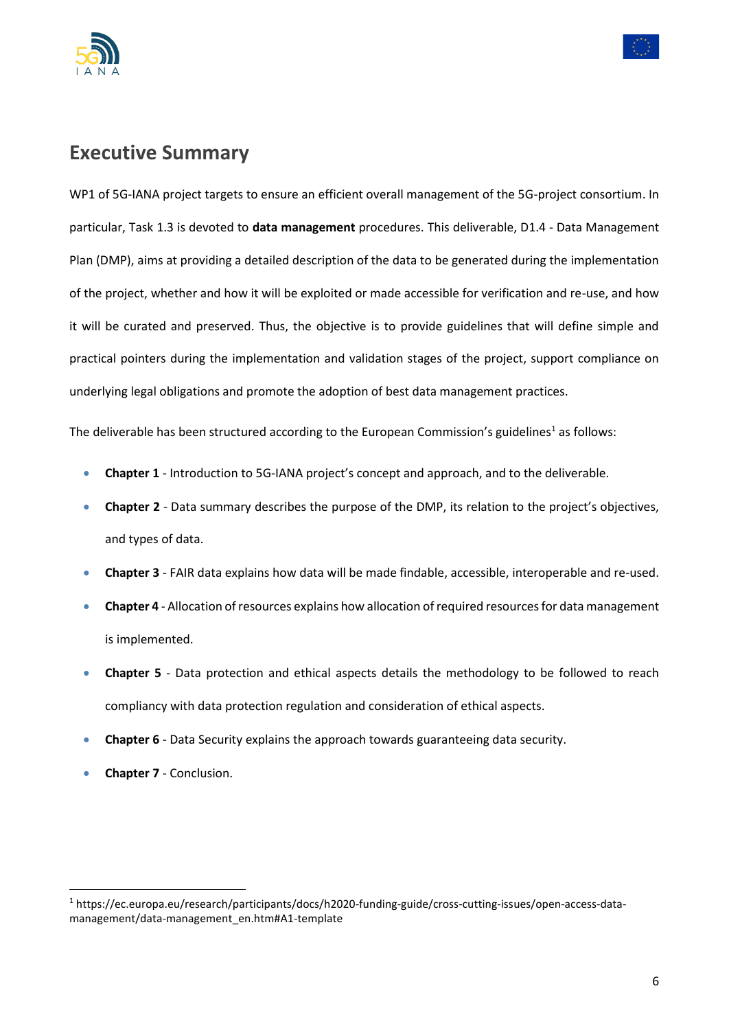# Executive Summary

WP1 of 5G-IANA project targets to ensure an efficient overall management of the 5G-project consortium. In particular, Task 1.3 is devoted to **data management** procedures. This deliverable, D1.4 - Data Management Plan (DMP), aims at providing a detailed description of the data to be generated during the implementation of the project, whether and how it will be exploited or made accessible for verification and re-use, and how it will be curated and preserved. Thus, the objective is to provide guidelines that will define simple and practical pointers during the implementation and validation stages of the project, support compliance on underlying legal obligations and promote the adoption of best data management practices.

The deliverable has been structured according to the European Commission's guidelines[1] as follows:

- **Chapter 1** - Introduction to 5G-IANA project's concept and approach, and to the deliverable.
- **Chapter 2** - Data summary describes the purpose of the DMP, its relation to the project's objectives, and types of data.
- **Chapter 3** - FAIR data explains how data will be made findable, accessible, interoperable and re-used.
- **Chapter 4** - Allocation of resources explains how allocation of required resources for data management is implemented.
- **Chapter 5** - Data protection and ethical aspects details the methodology to be followed to reach compliancy with data protection regulation and consideration of ethical aspects.
- **Chapter 6** - Data Security explains the approach towards guaranteeing data security.
- **Chapter 7** - Conclusion.

[1] https://ec.europa.eu/research/participants/docs/h2020-funding-guide/cross-cutting-issues/open-access-data-management/data-management_en.htm#A1-template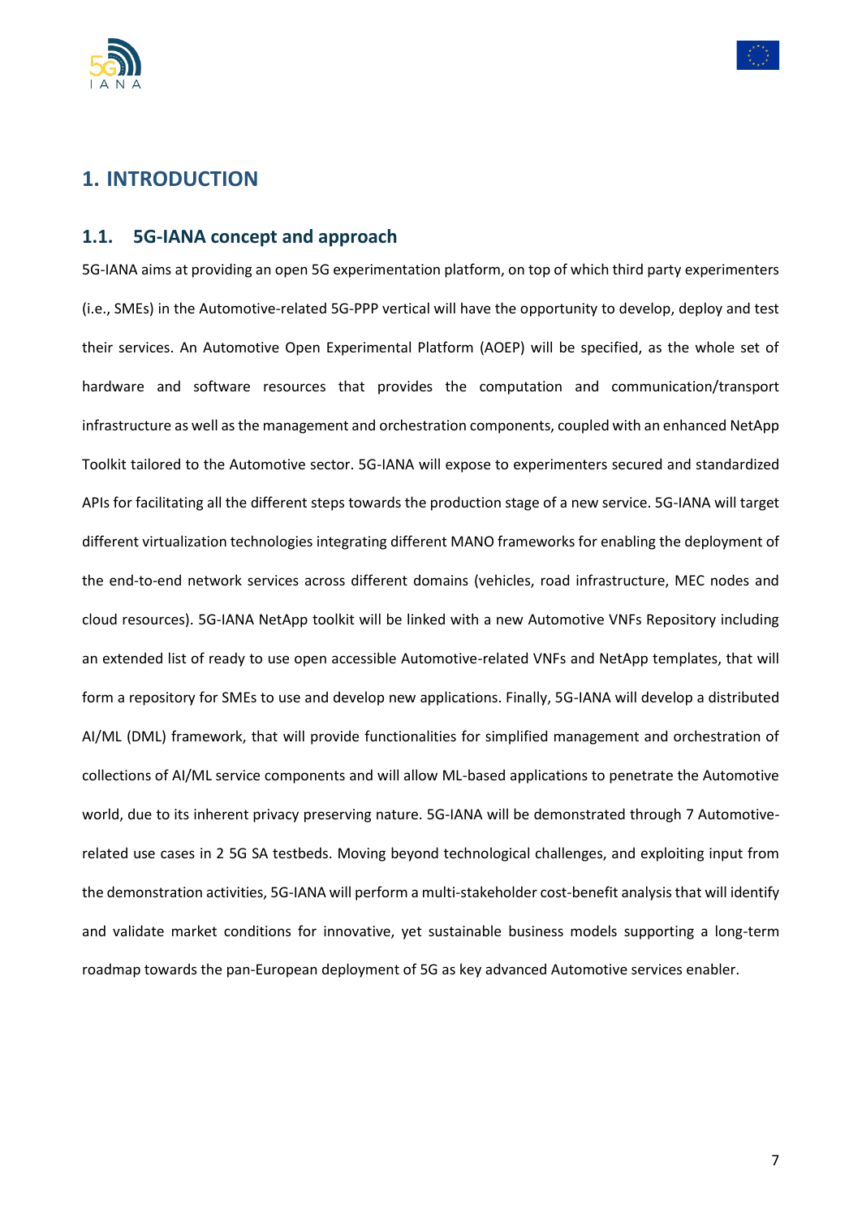# 1. INTRODUCTION

## 1.1. 5G-IANA concept and approach

5G-IANA aims at providing an open 5G experimentation platform, on top of which third party experimenters (i.e., SMEs) in the Automotive-related 5G-PPP vertical will have the opportunity to develop, deploy and test their services. An Automotive Open Experimental Platform (AOEP) will be specified, as the whole set of hardware and software resources that provides the computation and communication/transport infrastructure as well as the management and orchestration components, coupled with an enhanced NetApp Toolkit tailored to the Automotive sector. 5G-IANA will expose to experimenters secured and standardized APIs for facilitating all the different steps towards the production stage of a new service. 5G-IANA will target different virtualization technologies integrating different MANO frameworks for enabling the deployment of the end-to-end network services across different domains (vehicles, road infrastructure, MEC nodes and cloud resources). 5G-IANA NetApp toolkit will be linked with a new Automotive VNFs Repository including an extended list of ready to use open accessible Automotive-related VNFs and NetApp templates, that will form a repository for SMEs to use and develop new applications. Finally, 5G-IANA will develop a distributed AI/ML (DML) framework, that will provide functionalities for simplified management and orchestration of collections of AI/ML service components and will allow ML-based applications to penetrate the Automotive world, due to its inherent privacy preserving nature. 5G-IANA will be demonstrated through 7 Automotive-related use cases in 2 5G SA testbeds. Moving beyond technological challenges, and exploiting input from the demonstration activities, 5G-IANA will perform a multi-stakeholder cost-benefit analysis that will identify and validate market conditions for innovative, yet sustainable business models supporting a long-term roadmap towards the pan-European deployment of 5G as key advanced Automotive services enabler.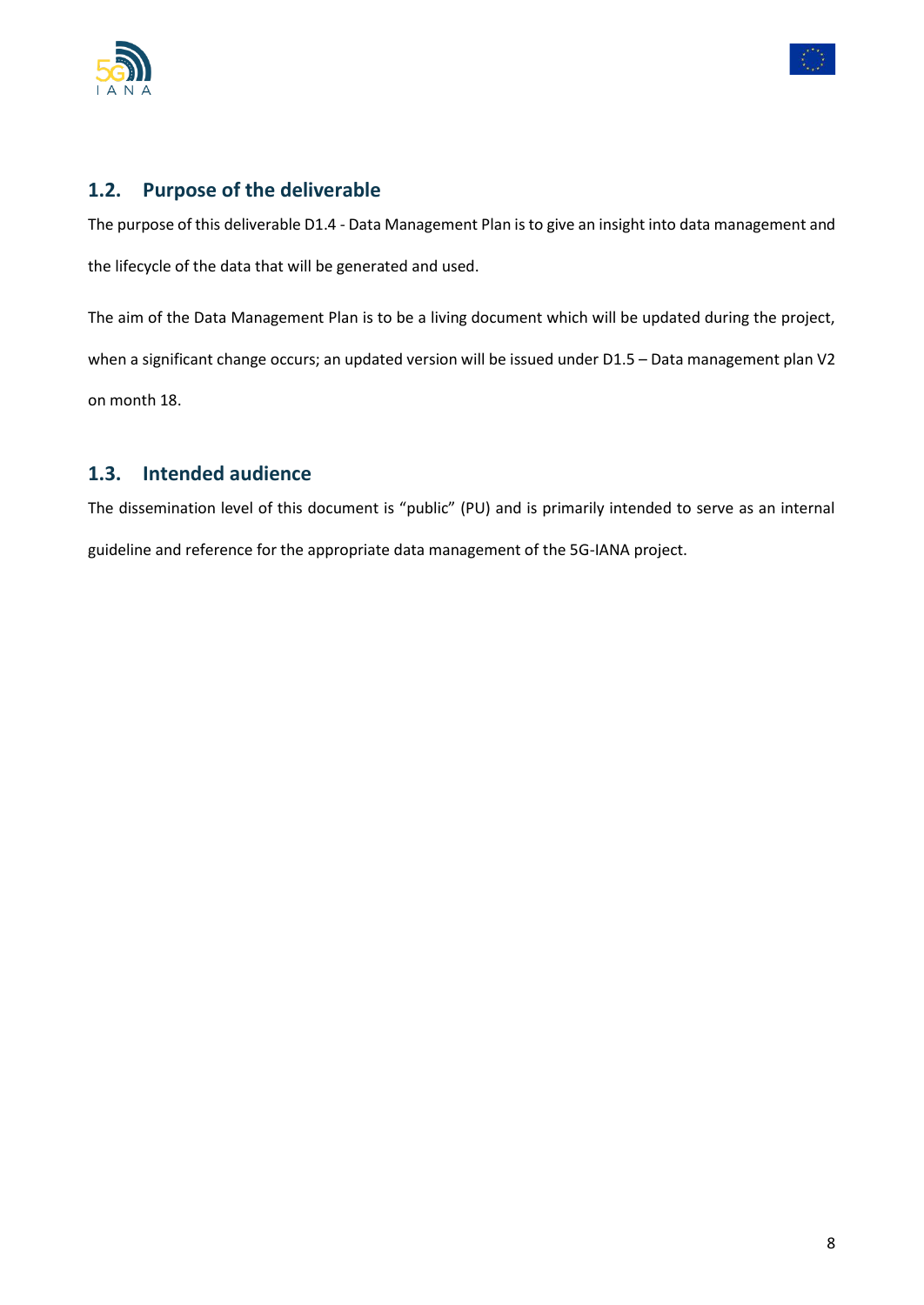## 1.2. Purpose of the deliverable

The purpose of this deliverable D1.4 - Data Management Plan is to give an insight into data management and the lifecycle of the data that will be generated and used.

The aim of the Data Management Plan is to be a living document which will be updated during the project, when a significant change occurs; an updated version will be issued under D1.5 – Data management plan V2 on month 18.

## 1.3. Intended audience

The dissemination level of this document is "public" (PU) and is primarily intended to serve as an internal guideline and reference for the appropriate data management of the 5G-IANA project.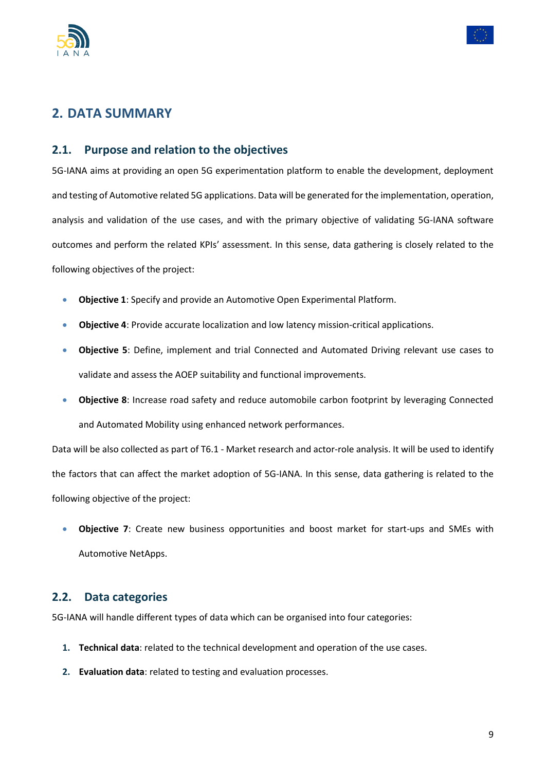## 2. DATA SUMMARY

### 2.1. Purpose and relation to the objectives

5G-IANA aims at providing an open 5G experimentation platform to enable the development, deployment and testing of Automotive related 5G applications. Data will be generated for the implementation, operation, analysis and validation of the use cases, and with the primary objective of validating 5G-IANA software outcomes and perform the related KPIs' assessment. In this sense, data gathering is closely related to the following objectives of the project:

- **Objective 1**: Specify and provide an Automotive Open Experimental Platform.
- **Objective 4**: Provide accurate localization and low latency mission-critical applications.
- **Objective 5**: Define, implement and trial Connected and Automated Driving relevant use cases to validate and assess the AOEP suitability and functional improvements.
- **Objective 8**: Increase road safety and reduce automobile carbon footprint by leveraging Connected and Automated Mobility using enhanced network performances.

Data will be also collected as part of T6.1 - Market research and actor-role analysis. It will be used to identify the factors that can affect the market adoption of 5G-IANA. In this sense, data gathering is related to the following objective of the project:

- **Objective 7**: Create new business opportunities and boost market for start-ups and SMEs with Automotive NetApps.

### 2.2. Data categories

5G-IANA will handle different types of data which can be organised into four categories:

1. **Technical data**: related to the technical development and operation of the use cases.
2. **Evaluation data**: related to testing and evaluation processes.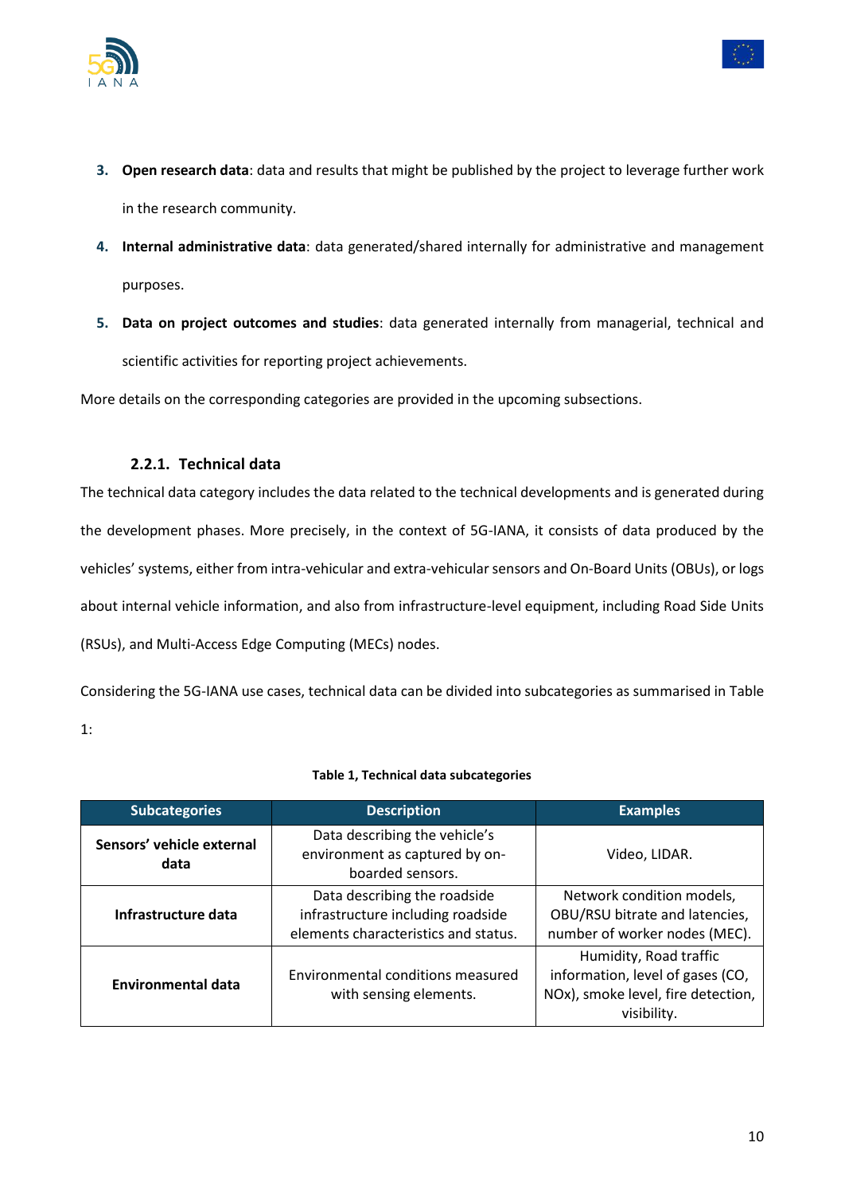3. **Open research data**: data and results that might be published by the project to leverage further work in the research community.
4. **Internal administrative data**: data generated/shared internally for administrative and management purposes.
5. **Data on project outcomes and studies**: data generated internally from managerial, technical and scientific activities for reporting project achievements.

More details on the corresponding categories are provided in the upcoming subsections.

### 2.2.1. Technical data

The technical data category includes the data related to the technical developments and is generated during the development phases. More precisely, in the context of 5G-IANA, it consists of data produced by the vehicles' systems, either from intra-vehicular and extra-vehicular sensors and On-Board Units (OBUs), or logs about internal vehicle information, and also from infrastructure-level equipment, including Road Side Units (RSUs), and Multi-Access Edge Computing (MECs) nodes.

Considering the 5G-IANA use cases, technical data can be divided into subcategories as summarised in Table 1:

**Table 1, Technical data subcategories**

| Subcategories | Description | Examples |
|---|---|---|
| **Sensors' vehicle external data** | Data describing the vehicle's environment as captured by on-boarded sensors. | Video, LIDAR. |
| **Infrastructure data** | Data describing the roadside infrastructure including roadside elements characteristics and status. | Network condition models, OBU/RSU bitrate and latencies, number of worker nodes (MEC). |
| **Environmental data** | Environmental conditions measured with sensing elements. | Humidity, Road traffic information, level of gases (CO, NOx), smoke level, fire detection, visibility. |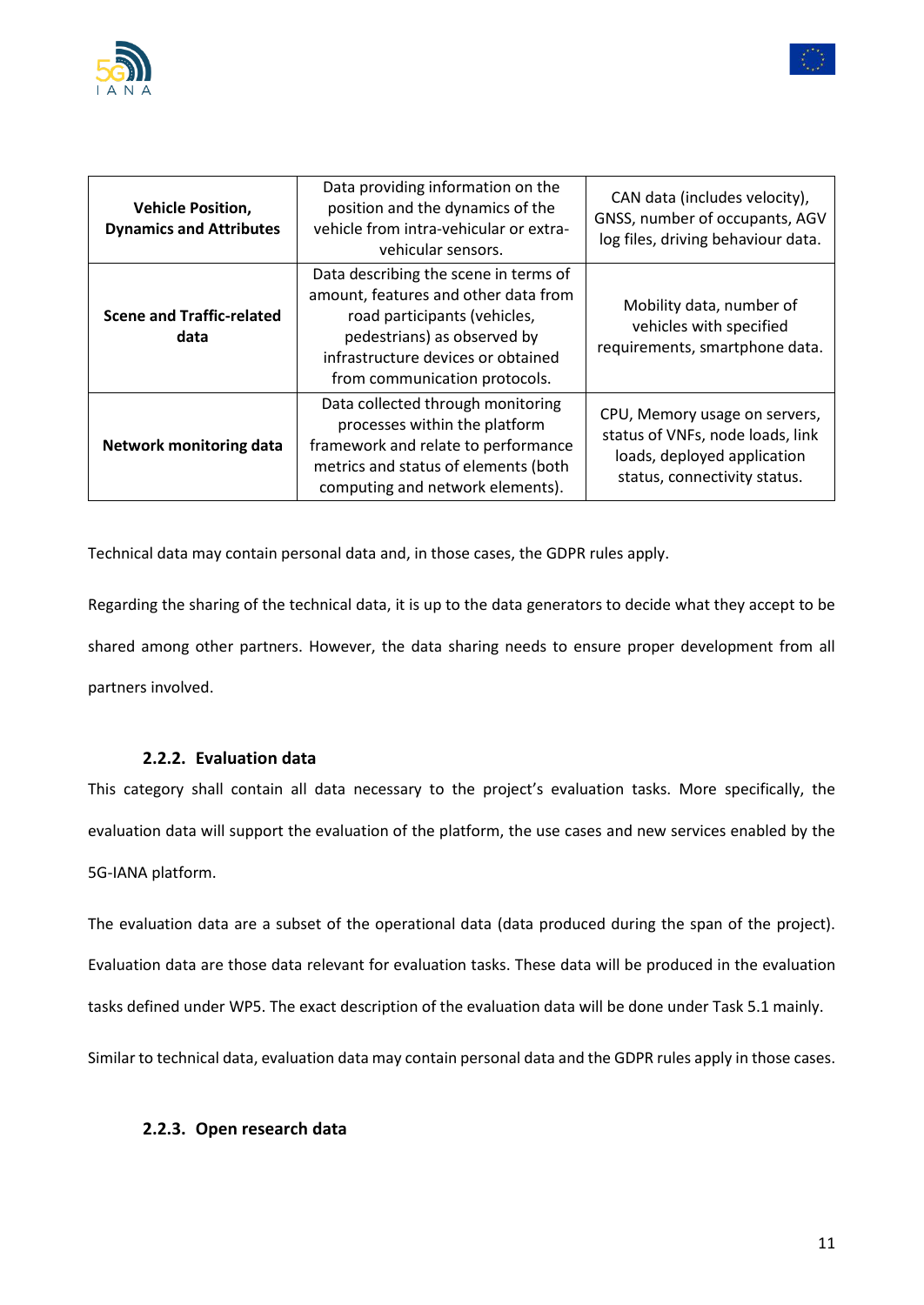| | | |
|---|---|---|
| **Vehicle Position, Dynamics and Attributes** | Data providing information on the position and the dynamics of the vehicle from intra-vehicular or extra-vehicular sensors. | CAN data (includes velocity), GNSS, number of occupants, AGV log files, driving behaviour data. |
| **Scene and Traffic-related data** | Data describing the scene in terms of amount, features and other data from road participants (vehicles, pedestrians) as observed by infrastructure devices or obtained from communication protocols. | Mobility data, number of vehicles with specified requirements, smartphone data. |
| **Network monitoring data** | Data collected through monitoring processes within the platform framework and relate to performance metrics and status of elements (both computing and network elements). | CPU, Memory usage on servers, status of VNFs, node loads, link loads, deployed application status, connectivity status. |

Technical data may contain personal data and, in those cases, the GDPR rules apply.

Regarding the sharing of the technical data, it is up to the data generators to decide what they accept to be shared among other partners. However, the data sharing needs to ensure proper development from all partners involved.

### 2.2.2. Evaluation data

This category shall contain all data necessary to the project's evaluation tasks. More specifically, the evaluation data will support the evaluation of the platform, the use cases and new services enabled by the 5G-IANA platform.

The evaluation data are a subset of the operational data (data produced during the span of the project). Evaluation data are those data relevant for evaluation tasks. These data will be produced in the evaluation tasks defined under WP5. The exact description of the evaluation data will be done under Task 5.1 mainly.

Similar to technical data, evaluation data may contain personal data and the GDPR rules apply in those cases.

### 2.2.3. Open research data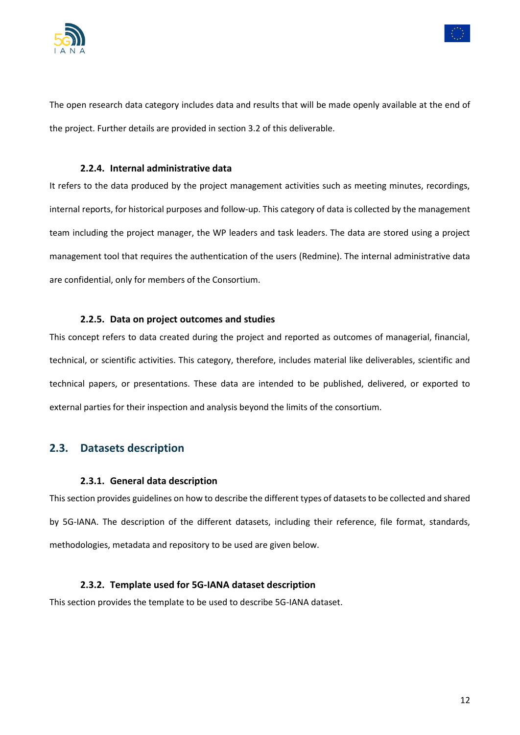The open research data category includes data and results that will be made openly available at the end of the project. Further details are provided in section 3.2 of this deliverable.

### 2.2.4. Internal administrative data

It refers to the data produced by the project management activities such as meeting minutes, recordings, internal reports, for historical purposes and follow-up. This category of data is collected by the management team including the project manager, the WP leaders and task leaders. The data are stored using a project management tool that requires the authentication of the users (Redmine). The internal administrative data are confidential, only for members of the Consortium.

### 2.2.5. Data on project outcomes and studies

This concept refers to data created during the project and reported as outcomes of managerial, financial, technical, or scientific activities. This category, therefore, includes material like deliverables, scientific and technical papers, or presentations. These data are intended to be published, delivered, or exported to external parties for their inspection and analysis beyond the limits of the consortium.

## 2.3. Datasets description

### 2.3.1. General data description

This section provides guidelines on how to describe the different types of datasets to be collected and shared by 5G-IANA. The description of the different datasets, including their reference, file format, standards, methodologies, metadata and repository to be used are given below.

### 2.3.2. Template used for 5G-IANA dataset description

This section provides the template to be used to describe 5G-IANA dataset.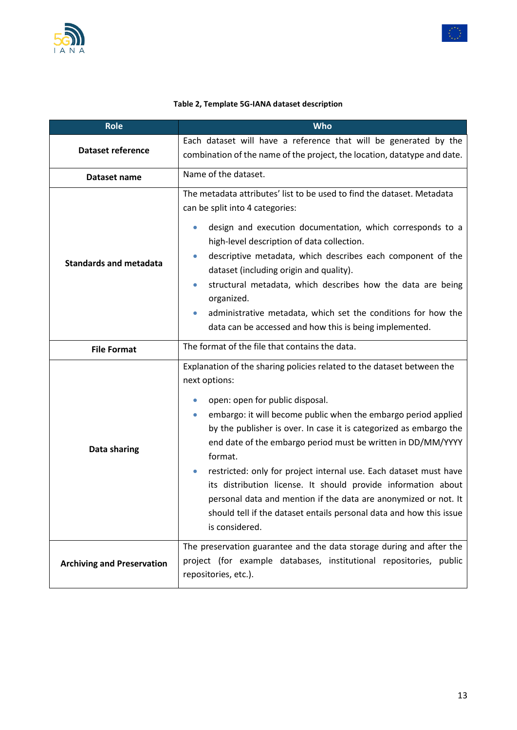**Table 2, Template 5G-IANA dataset description**

| Role | Who |
|---|---|
| **Dataset reference** | Each dataset will have a reference that will be generated by the combination of the name of the project, the location, datatype and date. |
| **Dataset name** | Name of the dataset. |
| **Standards and metadata** | The metadata attributes' list to be used to find the dataset. Metadata can be split into 4 categories:<br>• design and execution documentation, which corresponds to a high-level description of data collection.<br>• descriptive metadata, which describes each component of the dataset (including origin and quality).<br>• structural metadata, which describes how the data are being organized.<br>• administrative metadata, which set the conditions for how the data can be accessed and how this is being implemented. |
| **File Format** | The format of the file that contains the data. |
| **Data sharing** | Explanation of the sharing policies related to the dataset between the next options:<br>• open: open for public disposal.<br>• embargo: it will become public when the embargo period applied by the publisher is over. In case it is categorized as embargo the end date of the embargo period must be written in DD/MM/YYYY format.<br>• restricted: only for project internal use. Each dataset must have its distribution license. It should provide information about personal data and mention if the data are anonymized or not. It should tell if the dataset entails personal data and how this issue is considered. |
| **Archiving and Preservation** | The preservation guarantee and the data storage during and after the project (for example databases, institutional repositories, public repositories, etc.). |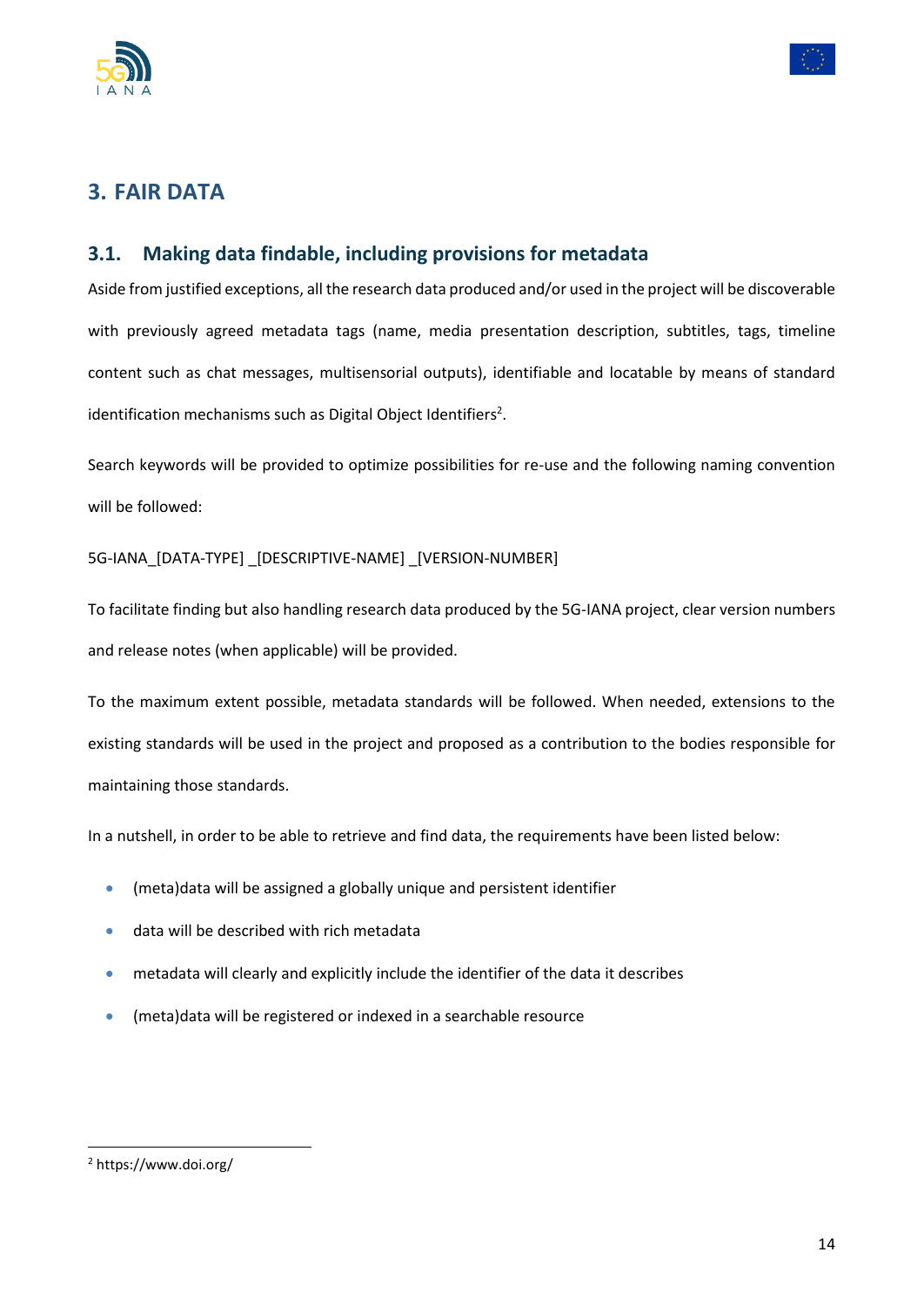# 3. FAIR DATA

## 3.1. Making data findable, including provisions for metadata

Aside from justified exceptions, all the research data produced and/or used in the project will be discoverable with previously agreed metadata tags (name, media presentation description, subtitles, tags, timeline content such as chat messages, multisensorial outputs), identifiable and locatable by means of standard identification mechanisms such as Digital Object Identifiers[2].

Search keywords will be provided to optimize possibilities for re-use and the following naming convention will be followed:

5G-IANA_[DATA-TYPE] _[DESCRIPTIVE-NAME] _[VERSION-NUMBER]

To facilitate finding but also handling research data produced by the 5G-IANA project, clear version numbers and release notes (when applicable) will be provided.

To the maximum extent possible, metadata standards will be followed. When needed, extensions to the existing standards will be used in the project and proposed as a contribution to the bodies responsible for maintaining those standards.

In a nutshell, in order to be able to retrieve and find data, the requirements have been listed below:

- (meta)data will be assigned a globally unique and persistent identifier
- data will be described with rich metadata
- metadata will clearly and explicitly include the identifier of the data it describes
- (meta)data will be registered or indexed in a searchable resource

[2] https://www.doi.org/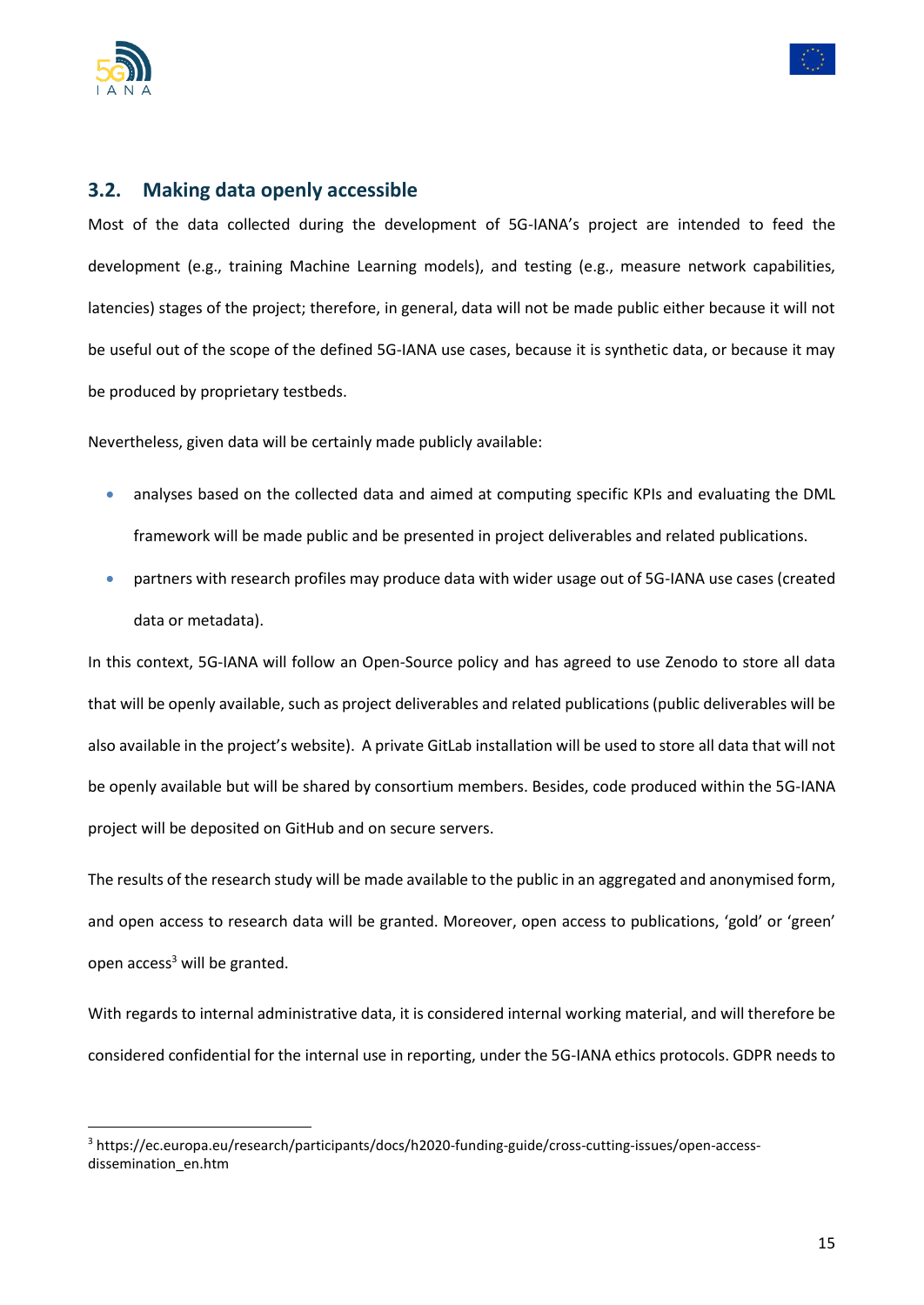## 3.2. Making data openly accessible

Most of the data collected during the development of 5G-IANA's project are intended to feed the development (e.g., training Machine Learning models), and testing (e.g., measure network capabilities, latencies) stages of the project; therefore, in general, data will not be made public either because it will not be useful out of the scope of the defined 5G-IANA use cases, because it is synthetic data, or because it may be produced by proprietary testbeds.

Nevertheless, given data will be certainly made publicly available:

- analyses based on the collected data and aimed at computing specific KPIs and evaluating the DML framework will be made public and be presented in project deliverables and related publications.
- partners with research profiles may produce data with wider usage out of 5G-IANA use cases (created data or metadata).

In this context, 5G-IANA will follow an Open-Source policy and has agreed to use Zenodo to store all data that will be openly available, such as project deliverables and related publications (public deliverables will be also available in the project's website). A private GitLab installation will be used to store all data that will not be openly available but will be shared by consortium members. Besides, code produced within the 5G-IANA project will be deposited on GitHub and on secure servers.

The results of the research study will be made available to the public in an aggregated and anonymised form, and open access to research data will be granted. Moreover, open access to publications, 'gold' or 'green' open access[3] will be granted.

With regards to internal administrative data, it is considered internal working material, and will therefore be considered confidential for the internal use in reporting, under the 5G-IANA ethics protocols. GDPR needs to

[3] https://ec.europa.eu/research/participants/docs/h2020-funding-guide/cross-cutting-issues/open-access-dissemination_en.htm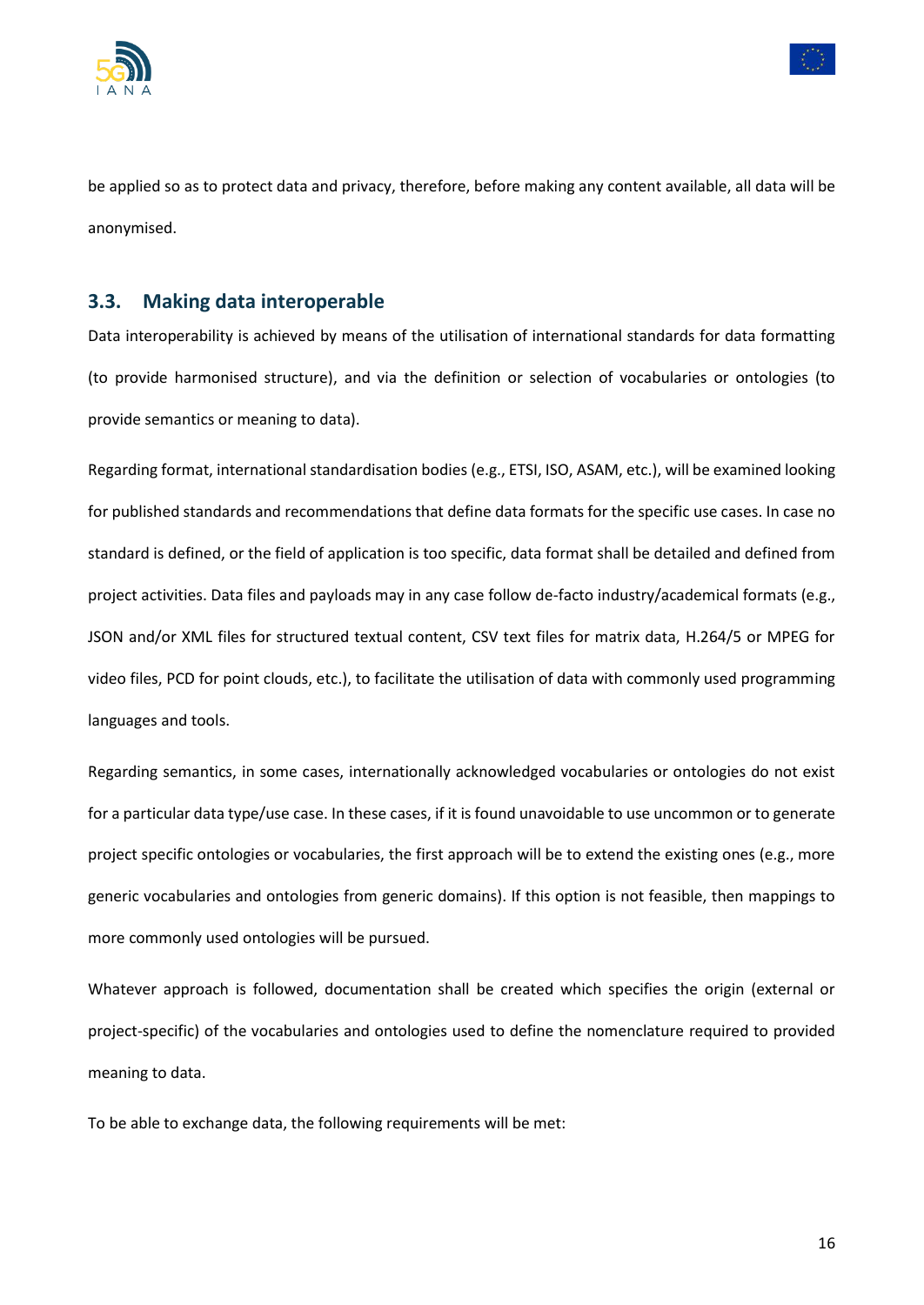be applied so as to protect data and privacy, therefore, before making any content available, all data will be anonymised.

## 3.3. Making data interoperable

Data interoperability is achieved by means of the utilisation of international standards for data formatting (to provide harmonised structure), and via the definition or selection of vocabularies or ontologies (to provide semantics or meaning to data).

Regarding format, international standardisation bodies (e.g., ETSI, ISO, ASAM, etc.), will be examined looking for published standards and recommendations that define data formats for the specific use cases. In case no standard is defined, or the field of application is too specific, data format shall be detailed and defined from project activities. Data files and payloads may in any case follow de-facto industry/academical formats (e.g., JSON and/or XML files for structured textual content, CSV text files for matrix data, H.264/5 or MPEG for video files, PCD for point clouds, etc.), to facilitate the utilisation of data with commonly used programming languages and tools.

Regarding semantics, in some cases, internationally acknowledged vocabularies or ontologies do not exist for a particular data type/use case. In these cases, if it is found unavoidable to use uncommon or to generate project specific ontologies or vocabularies, the first approach will be to extend the existing ones (e.g., more generic vocabularies and ontologies from generic domains). If this option is not feasible, then mappings to more commonly used ontologies will be pursued.

Whatever approach is followed, documentation shall be created which specifies the origin (external or project-specific) of the vocabularies and ontologies used to define the nomenclature required to provided meaning to data.

To be able to exchange data, the following requirements will be met: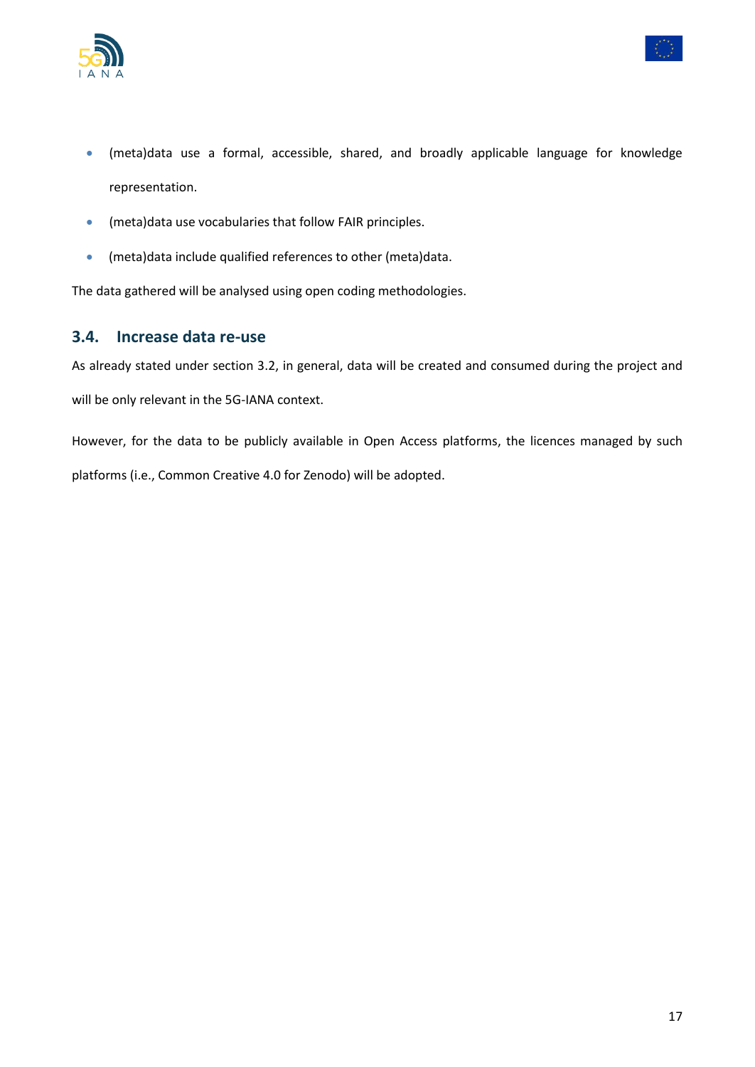- (meta)data use a formal, accessible, shared, and broadly applicable language for knowledge representation.
- (meta)data use vocabularies that follow FAIR principles.
- (meta)data include qualified references to other (meta)data.

The data gathered will be analysed using open coding methodologies.

### 3.4. Increase data re-use

As already stated under section 3.2, in general, data will be created and consumed during the project and will be only relevant in the 5G-IANA context.

However, for the data to be publicly available in Open Access platforms, the licences managed by such platforms (i.e., Common Creative 4.0 for Zenodo) will be adopted.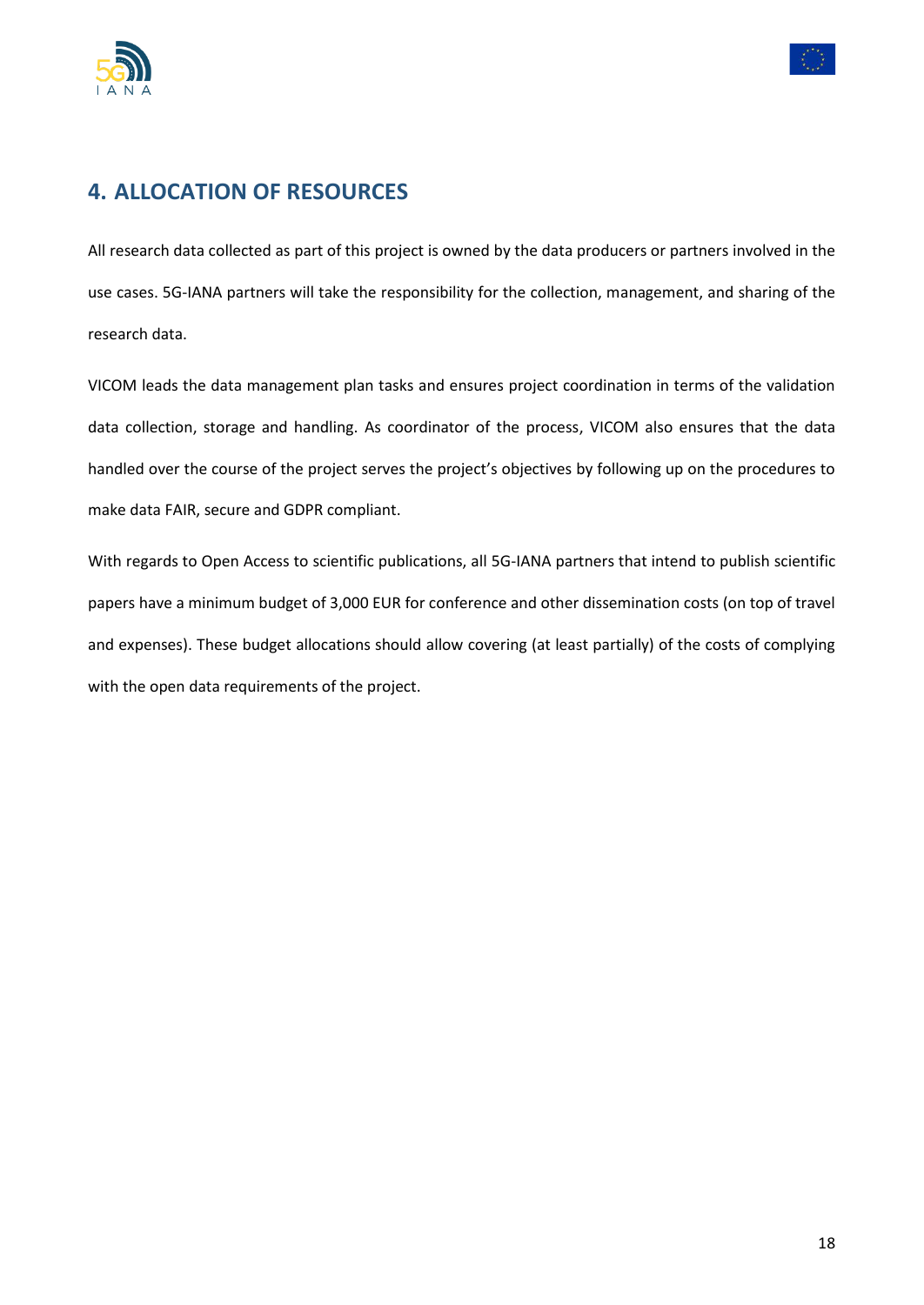# 4. ALLOCATION OF RESOURCES

All research data collected as part of this project is owned by the data producers or partners involved in the use cases. 5G-IANA partners will take the responsibility for the collection, management, and sharing of the research data.

VICOM leads the data management plan tasks and ensures project coordination in terms of the validation data collection, storage and handling. As coordinator of the process, VICOM also ensures that the data handled over the course of the project serves the project's objectives by following up on the procedures to make data FAIR, secure and GDPR compliant.

With regards to Open Access to scientific publications, all 5G-IANA partners that intend to publish scientific papers have a minimum budget of 3,000 EUR for conference and other dissemination costs (on top of travel and expenses). These budget allocations should allow covering (at least partially) of the costs of complying with the open data requirements of the project.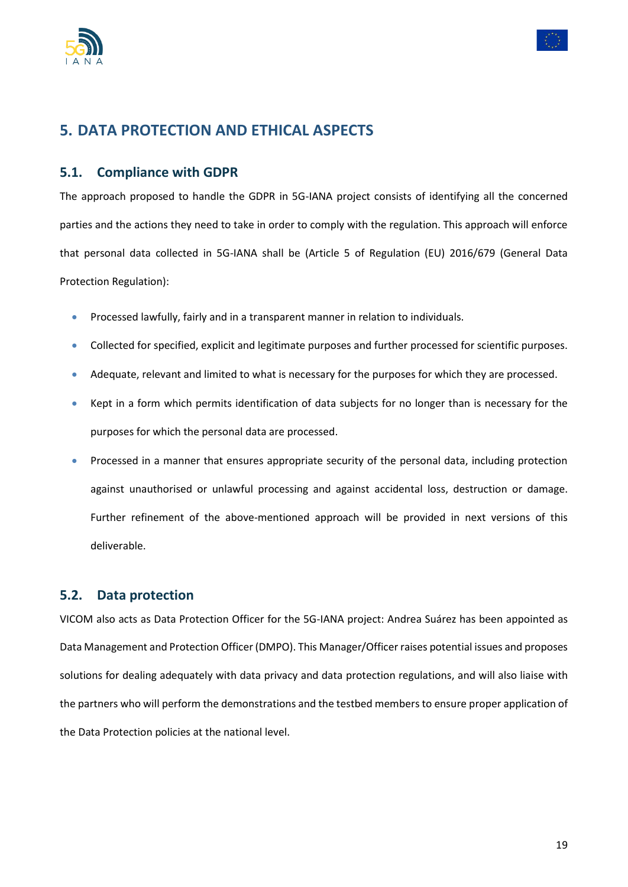# 5. DATA PROTECTION AND ETHICAL ASPECTS

## 5.1. Compliance with GDPR

The approach proposed to handle the GDPR in 5G-IANA project consists of identifying all the concerned parties and the actions they need to take in order to comply with the regulation. This approach will enforce that personal data collected in 5G-IANA shall be (Article 5 of Regulation (EU) 2016/679 (General Data Protection Regulation):

- Processed lawfully, fairly and in a transparent manner in relation to individuals.
- Collected for specified, explicit and legitimate purposes and further processed for scientific purposes.
- Adequate, relevant and limited to what is necessary for the purposes for which they are processed.
- Kept in a form which permits identification of data subjects for no longer than is necessary for the purposes for which the personal data are processed.
- Processed in a manner that ensures appropriate security of the personal data, including protection against unauthorised or unlawful processing and against accidental loss, destruction or damage. Further refinement of the above-mentioned approach will be provided in next versions of this deliverable.

## 5.2. Data protection

VICOM also acts as Data Protection Officer for the 5G-IANA project: Andrea Suárez has been appointed as Data Management and Protection Officer (DMPO). This Manager/Officer raises potential issues and proposes solutions for dealing adequately with data privacy and data protection regulations, and will also liaise with the partners who will perform the demonstrations and the testbed members to ensure proper application of the Data Protection policies at the national level.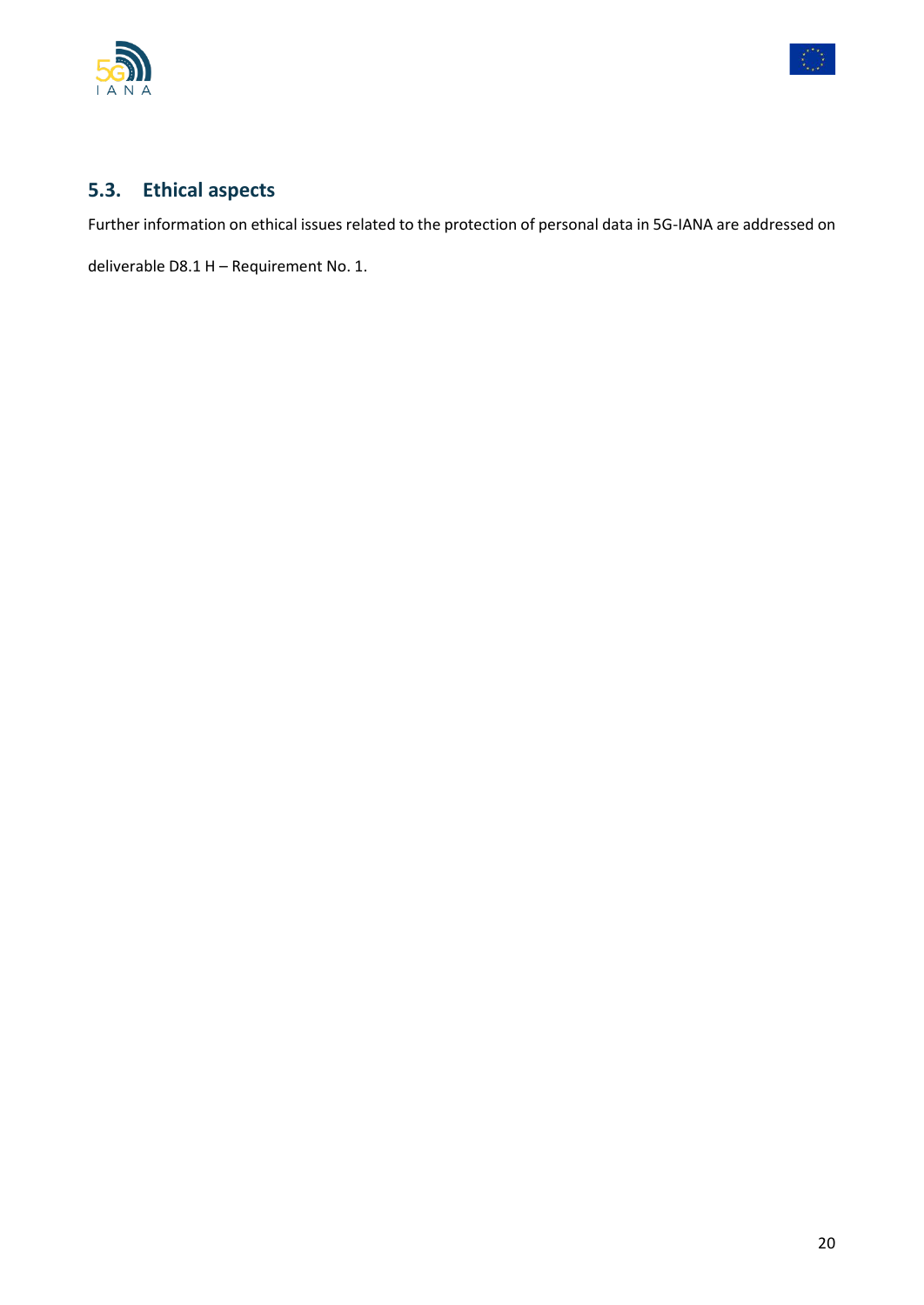## 5.3. Ethical aspects

Further information on ethical issues related to the protection of personal data in 5G-IANA are addressed on deliverable D8.1 H – Requirement No. 1.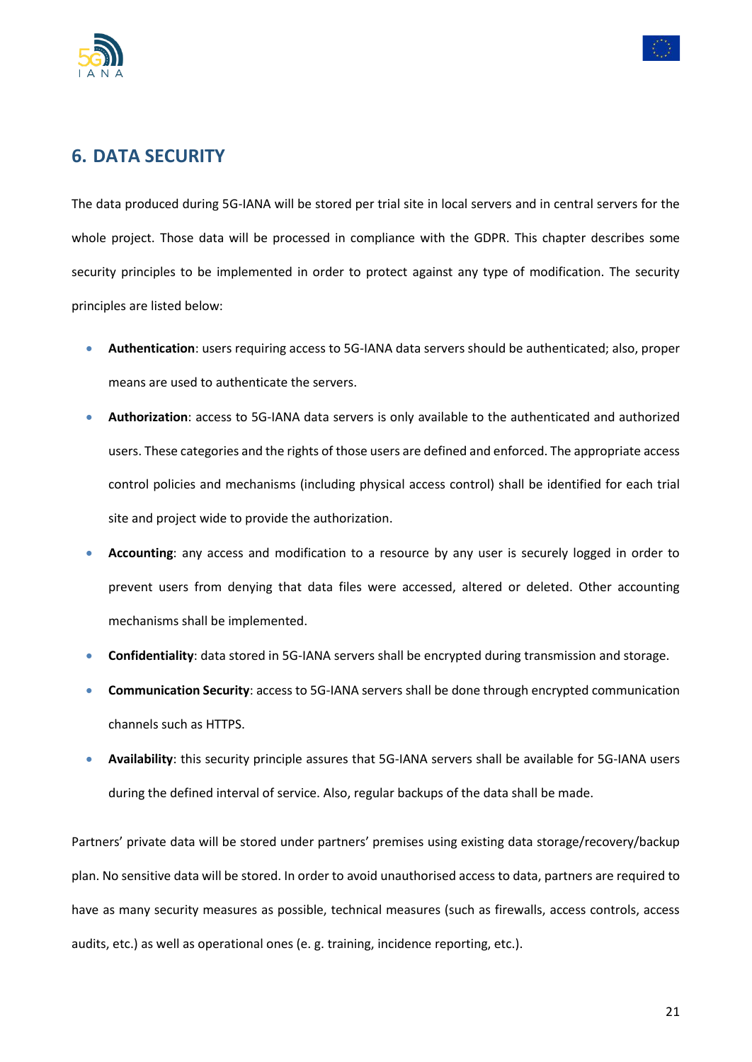# 6. DATA SECURITY

The data produced during 5G-IANA will be stored per trial site in local servers and in central servers for the whole project. Those data will be processed in compliance with the GDPR. This chapter describes some security principles to be implemented in order to protect against any type of modification. The security principles are listed below:

- **Authentication**: users requiring access to 5G-IANA data servers should be authenticated; also, proper means are used to authenticate the servers.
- **Authorization**: access to 5G-IANA data servers is only available to the authenticated and authorized users. These categories and the rights of those users are defined and enforced. The appropriate access control policies and mechanisms (including physical access control) shall be identified for each trial site and project wide to provide the authorization.
- **Accounting**: any access and modification to a resource by any user is securely logged in order to prevent users from denying that data files were accessed, altered or deleted. Other accounting mechanisms shall be implemented.
- **Confidentiality**: data stored in 5G-IANA servers shall be encrypted during transmission and storage.
- **Communication Security**: access to 5G-IANA servers shall be done through encrypted communication channels such as HTTPS.
- **Availability**: this security principle assures that 5G-IANA servers shall be available for 5G-IANA users during the defined interval of service. Also, regular backups of the data shall be made.

Partners' private data will be stored under partners' premises using existing data storage/recovery/backup plan. No sensitive data will be stored. In order to avoid unauthorised access to data, partners are required to have as many security measures as possible, technical measures (such as firewalls, access controls, access audits, etc.) as well as operational ones (e. g. training, incidence reporting, etc.).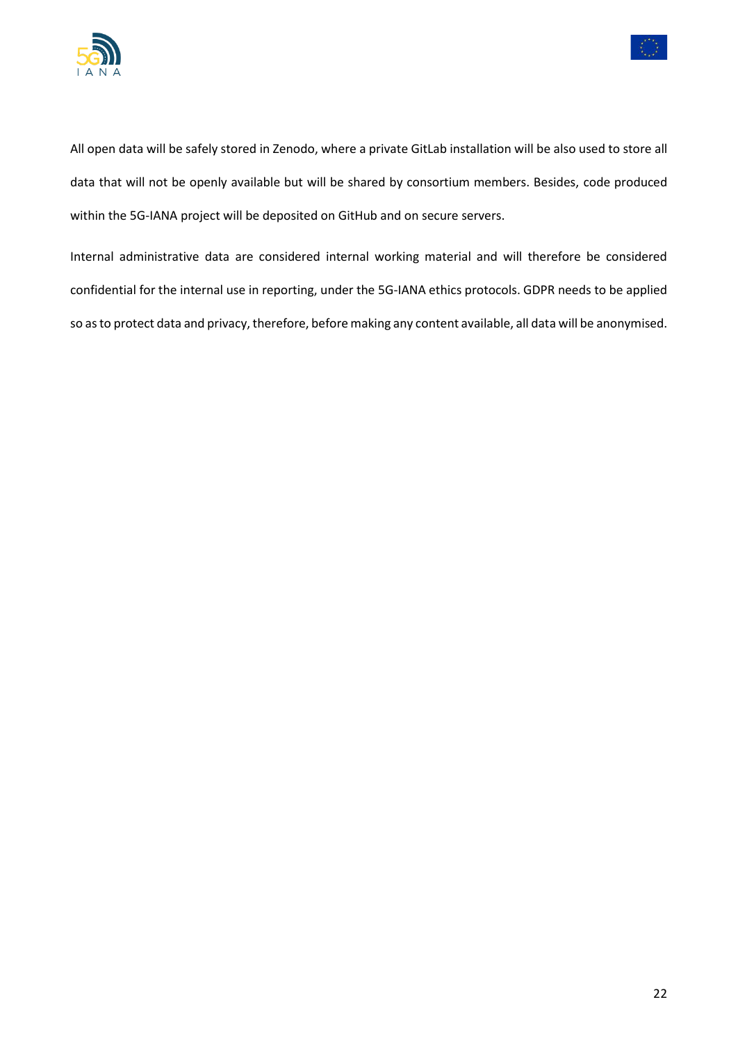All open data will be safely stored in Zenodo, where a private GitLab installation will be also used to store all data that will not be openly available but will be shared by consortium members. Besides, code produced within the 5G-IANA project will be deposited on GitHub and on secure servers.

Internal administrative data are considered internal working material and will therefore be considered confidential for the internal use in reporting, under the 5G-IANA ethics protocols. GDPR needs to be applied so as to protect data and privacy, therefore, before making any content available, all data will be anonymised.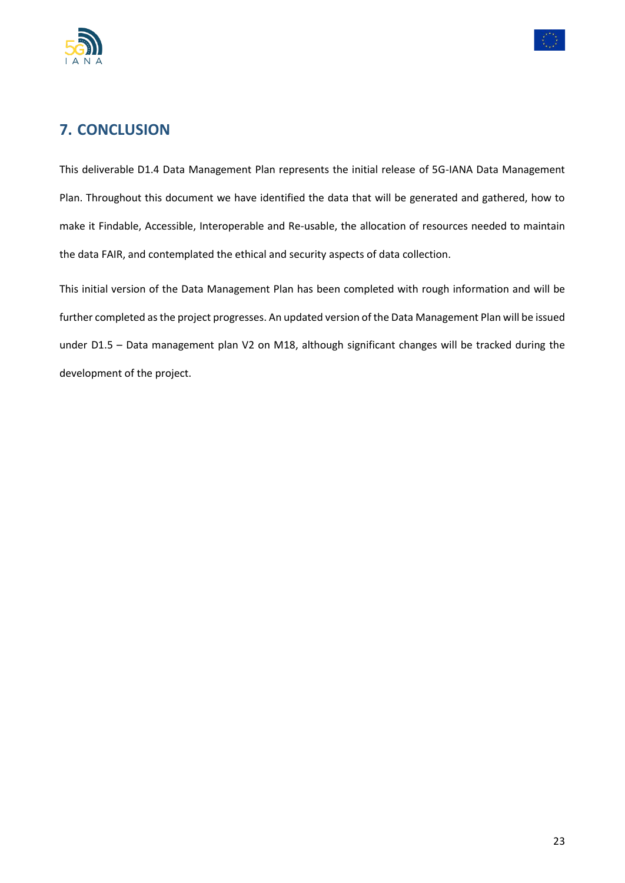# 7. CONCLUSION

This deliverable D1.4 Data Management Plan represents the initial release of 5G-IANA Data Management Plan. Throughout this document we have identified the data that will be generated and gathered, how to make it Findable, Accessible, Interoperable and Re-usable, the allocation of resources needed to maintain the data FAIR, and contemplated the ethical and security aspects of data collection.

This initial version of the Data Management Plan has been completed with rough information and will be further completed as the project progresses. An updated version of the Data Management Plan will be issued under D1.5 – Data management plan V2 on M18, although significant changes will be tracked during the development of the project.